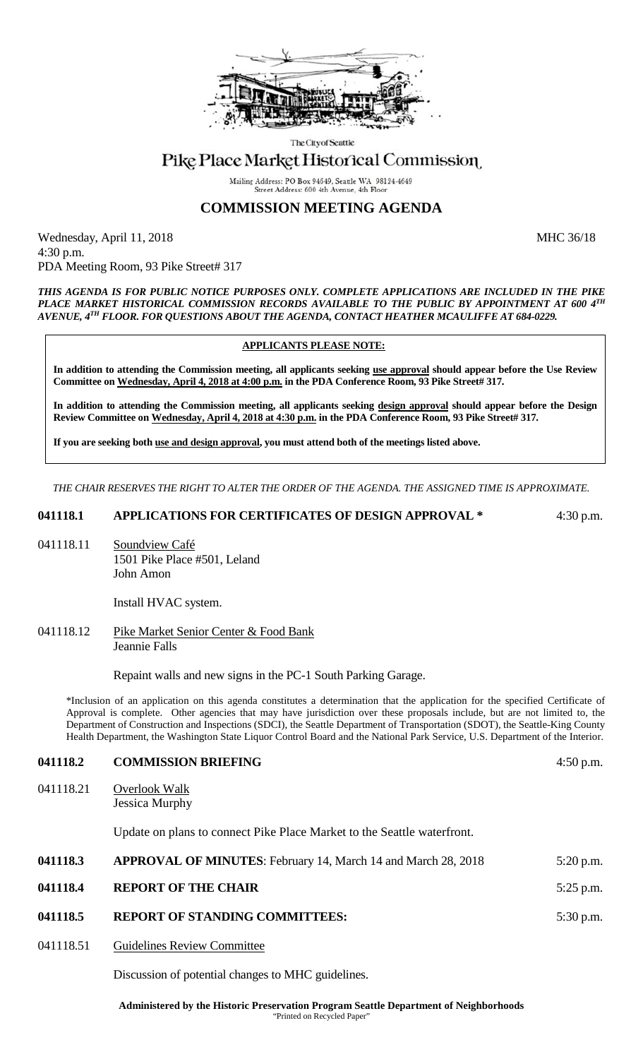The City of Seattle

# Pike Place Market Historical Commission

Mailing Address: PO Box 94649, Seattle WA 98124-4649
Street Address: 600 4th Avenue, 4th Floor

## COMMISSION MEETING AGENDA

Wednesday, April 11, 2018 MHC 36/18
4:30 p.m.
PDA Meeting Room, 93 Pike Street# 317

***THIS AGENDA IS FOR PUBLIC NOTICE PURPOSES ONLY. COMPLETE APPLICATIONS ARE INCLUDED IN THE PIKE PLACE MARKET HISTORICAL COMMISSION RECORDS AVAILABLE TO THE PUBLIC BY APPOINTMENT AT 600 4TH AVENUE, 4TH FLOOR. FOR QUESTIONS ABOUT THE AGENDA, CONTACT HEATHER MCAULIFFE AT 684-0229.***

**APPLICANTS PLEASE NOTE:**

**In addition to attending the Commission meeting, all applicants seeking use approval should appear before the Use Review Committee on Wednesday, April 4, 2018 at 4:00 p.m. in the PDA Conference Room, 93 Pike Street# 317.**

**In addition to attending the Commission meeting, all applicants seeking design approval should appear before the Design Review Committee on Wednesday, April 4, 2018 at 4:30 p.m. in the PDA Conference Room, 93 Pike Street# 317.**

**If you are seeking both use and design approval, you must attend both of the meetings listed above.**

*THE CHAIR RESERVES THE RIGHT TO ALTER THE ORDER OF THE AGENDA. THE ASSIGNED TIME IS APPROXIMATE.*

**041118.1 APPLICATIONS FOR CERTIFICATES OF DESIGN APPROVAL *** 4:30 p.m.

041118.11 Soundview Café
1501 Pike Place #501, Leland
John Amon

Install HVAC system.

041118.12 Pike Market Senior Center & Food Bank
Jeannie Falls

Repaint walls and new signs in the PC-1 South Parking Garage.

*Inclusion of an application on this agenda constitutes a determination that the application for the specified Certificate of Approval is complete. Other agencies that may have jurisdiction over these proposals include, but are not limited to, the Department of Construction and Inspections (SDCI), the Seattle Department of Transportation (SDOT), the Seattle-King County Health Department, the Washington State Liquor Control Board and the National Park Service, U.S. Department of the Interior.

**041118.2 COMMISSION BRIEFING** 4:50 p.m.

041118.21 Overlook Walk
Jessica Murphy

Update on plans to connect Pike Place Market to the Seattle waterfront.

**041118.3 APPROVAL OF MINUTES**: February 14, March 14 and March 28, 2018 5:20 p.m.

**041118.4 REPORT OF THE CHAIR** 5:25 p.m.

**041118.5 REPORT OF STANDING COMMITTEES:** 5:30 p.m.

041118.51 Guidelines Review Committee

Discussion of potential changes to MHC guidelines.

**Administered by the Historic Preservation Program Seattle Department of Neighborhoods**
"Printed on Recycled Paper"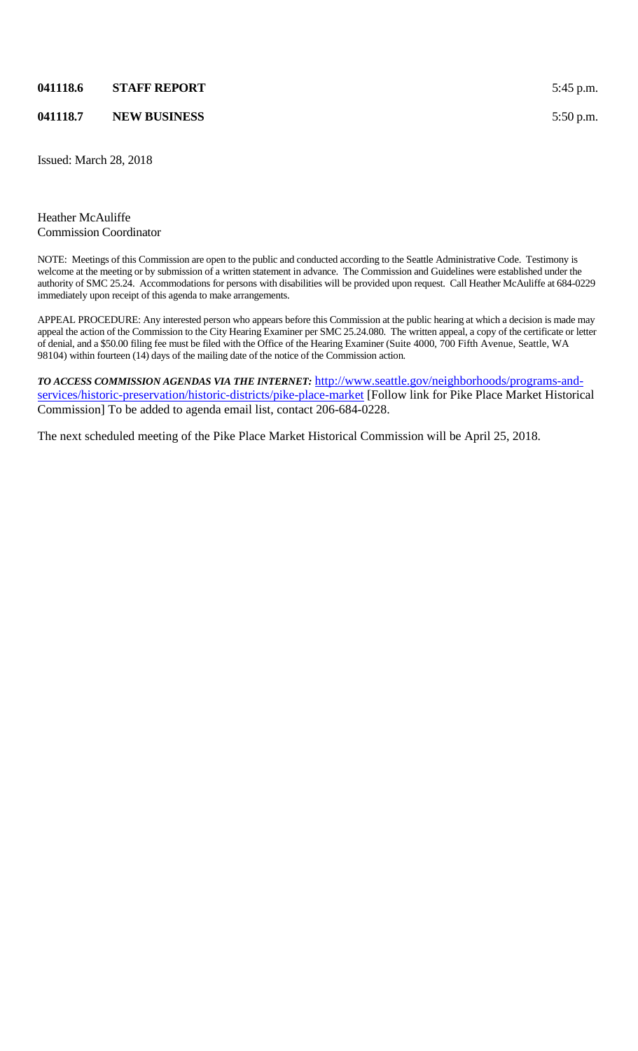**041118.6 STAFF REPORT** 5:45 p.m.

**041118.7 NEW BUSINESS** 5:50 p.m.

Issued: March 28, 2018

Heather McAuliffe
Commission Coordinator

NOTE: Meetings of this Commission are open to the public and conducted according to the Seattle Administrative Code. Testimony is welcome at the meeting or by submission of a written statement in advance. The Commission and Guidelines were established under the authority of SMC 25.24. Accommodations for persons with disabilities will be provided upon request. Call Heather McAuliffe at 684-0229 immediately upon receipt of this agenda to make arrangements.

APPEAL PROCEDURE: Any interested person who appears before this Commission at the public hearing at which a decision is made may appeal the action of the Commission to the City Hearing Examiner per SMC 25.24.080. The written appeal, a copy of the certificate or letter of denial, and a $50.00 filing fee must be filed with the Office of the Hearing Examiner (Suite 4000, 700 Fifth Avenue, Seattle, WA 98104) within fourteen (14) days of the mailing date of the notice of the Commission action.

***TO ACCESS COMMISSION AGENDAS VIA THE INTERNET:*** http://www.seattle.gov/neighborhoods/programs-and-services/historic-preservation/historic-districts/pike-place-market [Follow link for Pike Place Market Historical Commission] To be added to agenda email list, contact 206-684-0228.

The next scheduled meeting of the Pike Place Market Historical Commission will be April 25, 2018.